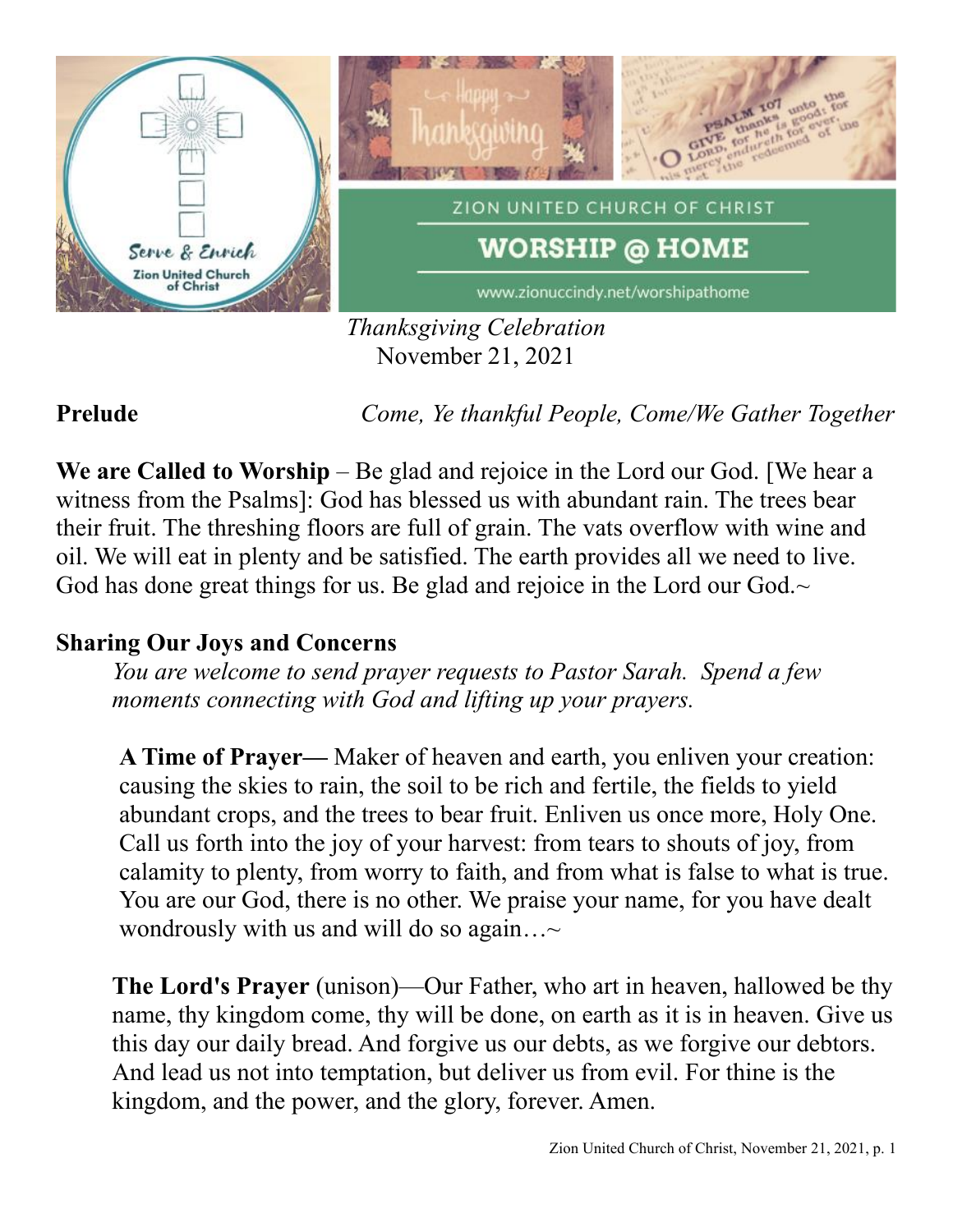*Thanksgiving Celebration*
November 21, 2021

**Prelude** *Come, Ye thankful People, Come/We Gather Together*

**We are Called to Worship** – Be glad and rejoice in the Lord our God. [We hear a witness from the Psalms]: God has blessed us with abundant rain. The trees bear their fruit. The threshing floors are full of grain. The vats overflow with wine and oil. We will eat in plenty and be satisfied. The earth provides all we need to live. God has done great things for us. Be glad and rejoice in the Lord our God.~

**Sharing Our Joys and Concerns**

*You are welcome to send prayer requests to Pastor Sarah. Spend a few moments connecting with God and lifting up your prayers.*

**A Time of Prayer—** Maker of heaven and earth, you enliven your creation: causing the skies to rain, the soil to be rich and fertile, the fields to yield abundant crops, and the trees to bear fruit. Enliven us once more, Holy One. Call us forth into the joy of your harvest: from tears to shouts of joy, from calamity to plenty, from worry to faith, and from what is false to what is true. You are our God, there is no other. We praise your name, for you have dealt wondrously with us and will do so again…~

**The Lord's Prayer** (unison)—Our Father, who art in heaven, hallowed be thy name, thy kingdom come, thy will be done, on earth as it is in heaven. Give us this day our daily bread. And forgive us our debts, as we forgive our debtors. And lead us not into temptation, but deliver us from evil. For thine is the kingdom, and the power, and the glory, forever. Amen.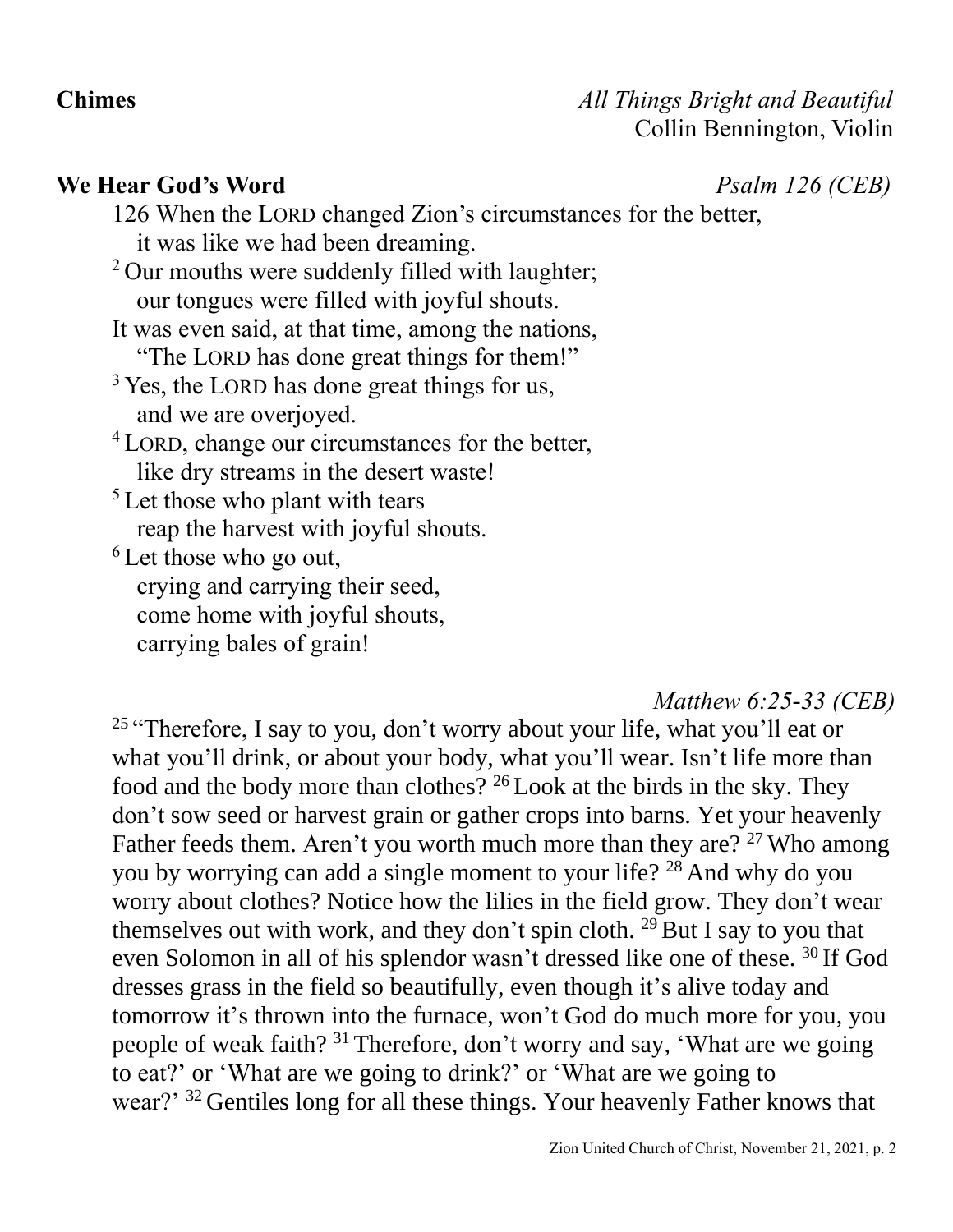**Chimes** *All Things Bright and Beautiful*
Collin Bennington, Violin

**We Hear God's Word** *Psalm 126 (CEB)*

126 When the LORD changed Zion's circumstances for the better,
it was like we had been dreaming.
[2] Our mouths were suddenly filled with laughter;
our tongues were filled with joyful shouts.
It was even said, at that time, among the nations,
"The LORD has done great things for them!"
[3] Yes, the LORD has done great things for us,
and we are overjoyed.
[4] LORD, change our circumstances for the better,
like dry streams in the desert waste!
[5] Let those who plant with tears
reap the harvest with joyful shouts.
[6] Let those who go out,
crying and carrying their seed,
come home with joyful shouts,
carrying bales of grain!

*Matthew 6:25-33 (CEB)*

[25] "Therefore, I say to you, don't worry about your life, what you'll eat or what you'll drink, or about your body, what you'll wear. Isn't life more than food and the body more than clothes? [26] Look at the birds in the sky. They don't sow seed or harvest grain or gather crops into barns. Yet your heavenly Father feeds them. Aren't you worth much more than they are? [27] Who among you by worrying can add a single moment to your life? [28] And why do you worry about clothes? Notice how the lilies in the field grow. They don't wear themselves out with work, and they don't spin cloth. [29] But I say to you that even Solomon in all of his splendor wasn't dressed like one of these. [30] If God dresses grass in the field so beautifully, even though it's alive today and tomorrow it's thrown into the furnace, won't God do much more for you, you people of weak faith? [31] Therefore, don't worry and say, 'What are we going to eat?' or 'What are we going to drink?' or 'What are we going to wear?' [32] Gentiles long for all these things. Your heavenly Father knows that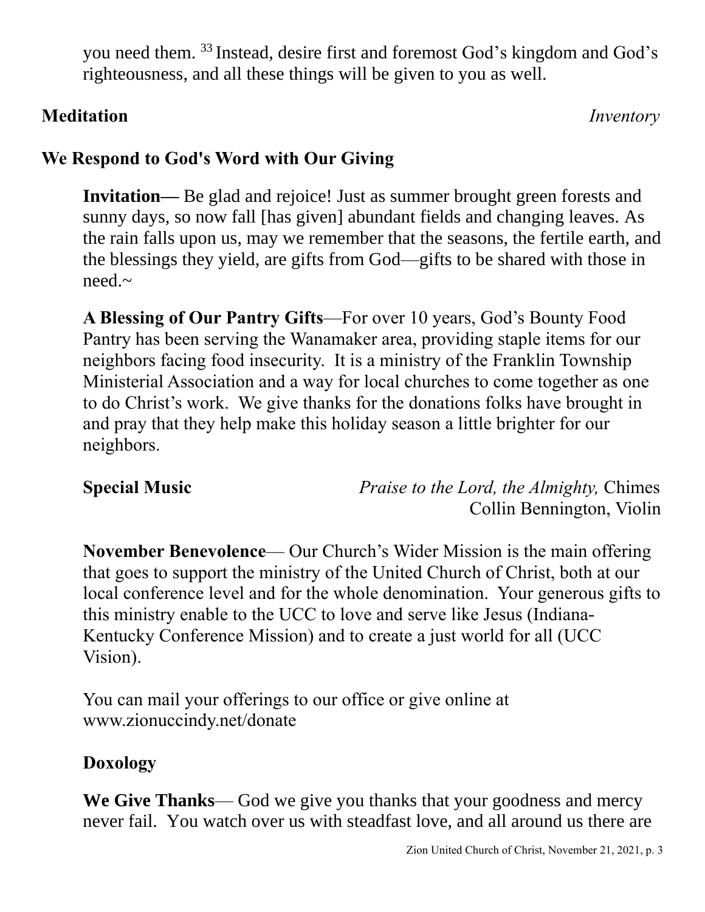you need them. [33] Instead, desire first and foremost God's kingdom and God's righteousness, and all these things will be given to you as well.

**Meditation** *Inventory*

## We Respond to God's Word with Our Giving

**Invitation—** Be glad and rejoice! Just as summer brought green forests and sunny days, so now fall [has given] abundant fields and changing leaves. As the rain falls upon us, may we remember that the seasons, the fertile earth, and the blessings they yield, are gifts from God—gifts to be shared with those in need.~

**A Blessing of Our Pantry Gifts**—For over 10 years, God's Bounty Food Pantry has been serving the Wanamaker area, providing staple items for our neighbors facing food insecurity. It is a ministry of the Franklin Township Ministerial Association and a way for local churches to come together as one to do Christ's work. We give thanks for the donations folks have brought in and pray that they help make this holiday season a little brighter for our neighbors.

**Special Music** *Praise to the Lord, the Almighty,* Chimes
Collin Bennington, Violin

**November Benevolence**— Our Church's Wider Mission is the main offering that goes to support the ministry of the United Church of Christ, both at our local conference level and for the whole denomination. Your generous gifts to this ministry enable to the UCC to love and serve like Jesus (Indiana-Kentucky Conference Mission) and to create a just world for all (UCC Vision).

You can mail your offerings to our office or give online at www.zionuccindy.net/donate

**Doxology**

**We Give Thanks**— God we give you thanks that your goodness and mercy never fail. You watch over us with steadfast love, and all around us there are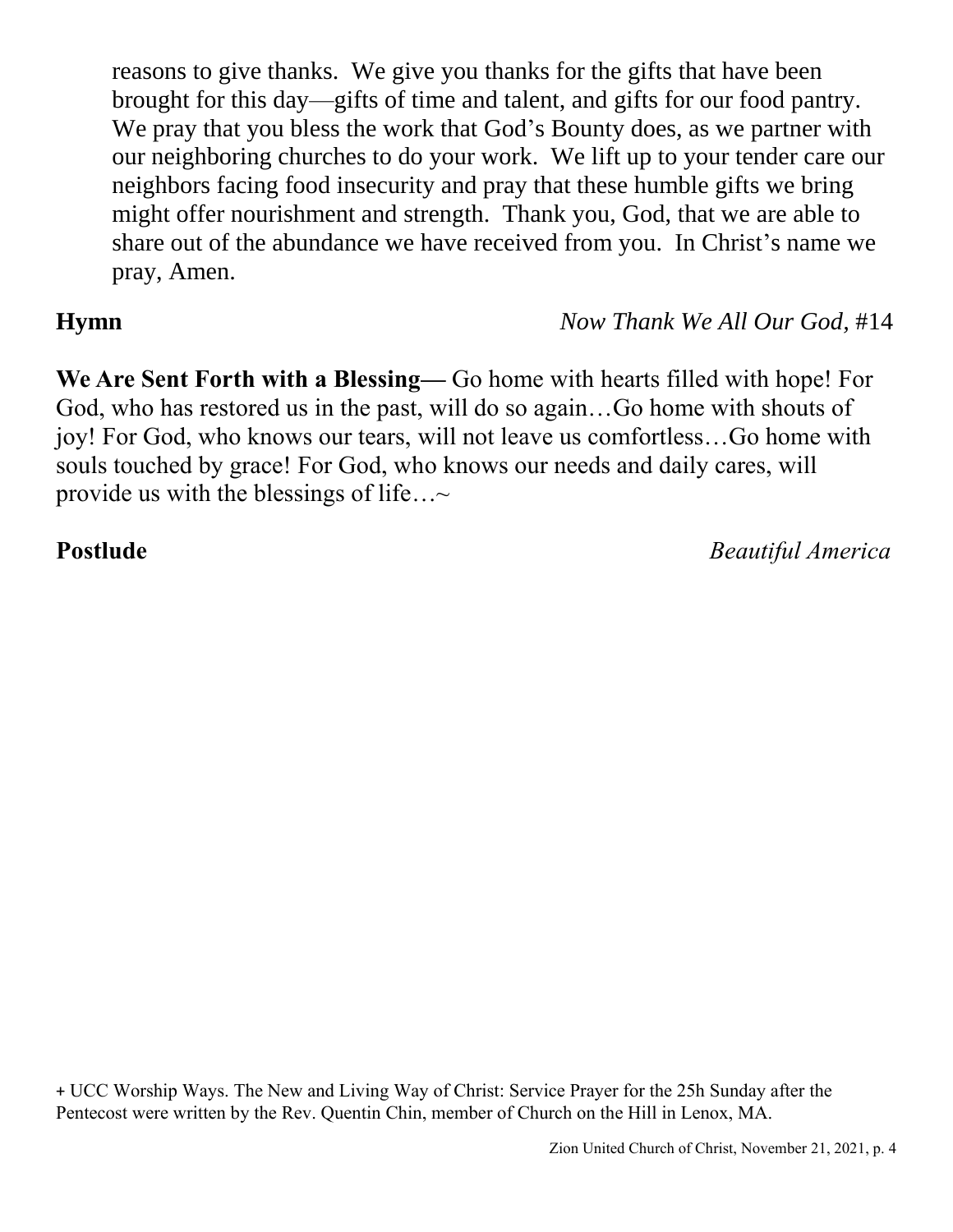reasons to give thanks. We give you thanks for the gifts that have been brought for this day—gifts of time and talent, and gifts for our food pantry. We pray that you bless the work that God's Bounty does, as we partner with our neighboring churches to do your work. We lift up to your tender care our neighbors facing food insecurity and pray that these humble gifts we bring might offer nourishment and strength. Thank you, God, that we are able to share out of the abundance we have received from you. In Christ's name we pray, Amen.

**Hymn** *Now Thank We All Our God*, #14

**We Are Sent Forth with a Blessing—** Go home with hearts filled with hope! For God, who has restored us in the past, will do so again…Go home with shouts of joy! For God, who knows our tears, will not leave us comfortless…Go home with souls touched by grace! For God, who knows our needs and daily cares, will provide us with the blessings of life…~

**Postlude** *Beautiful America*

+ UCC Worship Ways. The New and Living Way of Christ: Service Prayer for the 25h Sunday after the Pentecost were written by the Rev. Quentin Chin, member of Church on the Hill in Lenox, MA.